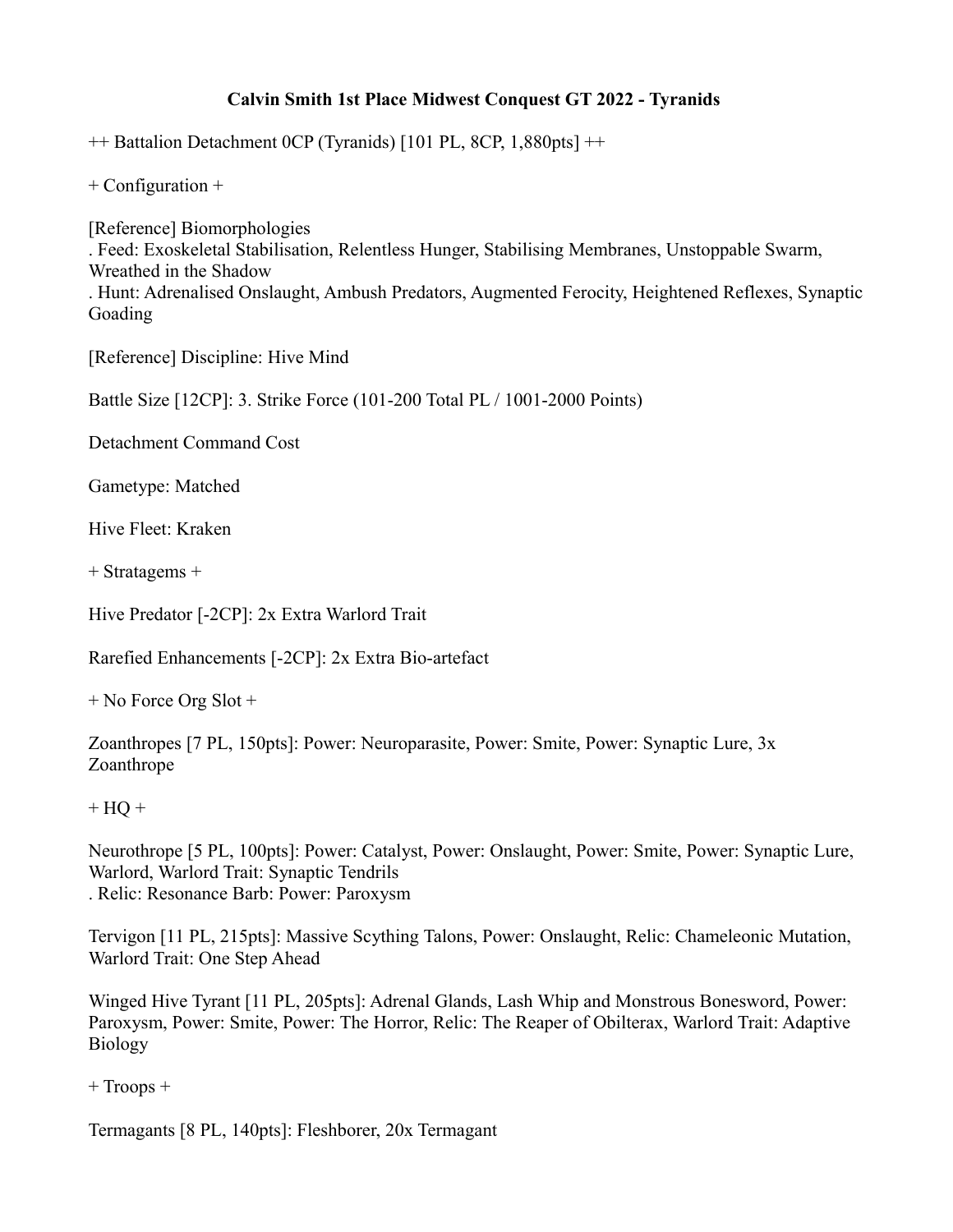**Calvin Smith 1st Place Midwest Conquest GT 2022 - Tyranids**

++ Battalion Detachment 0CP (Tyranids) [101 PL, 8CP, 1,880pts] ++

+ Configuration +

[Reference] Biomorphologies
. Feed: Exoskeletal Stabilisation, Relentless Hunger, Stabilising Membranes, Unstoppable Swarm, Wreathed in the Shadow
. Hunt: Adrenalised Onslaught, Ambush Predators, Augmented Ferocity, Heightened Reflexes, Synaptic Goading

[Reference] Discipline: Hive Mind

Battle Size [12CP]: 3. Strike Force (101-200 Total PL / 1001-2000 Points)

Detachment Command Cost

Gametype: Matched

Hive Fleet: Kraken

+ Stratagems +

Hive Predator [-2CP]: 2x Extra Warlord Trait

Rarefied Enhancements [-2CP]: 2x Extra Bio-artefact

+ No Force Org Slot +

Zoanthropes [7 PL, 150pts]: Power: Neuroparasite, Power: Smite, Power: Synaptic Lure, 3x Zoanthrope

+ HQ +

Neurothrope [5 PL, 100pts]: Power: Catalyst, Power: Onslaught, Power: Smite, Power: Synaptic Lure, Warlord, Warlord Trait: Synaptic Tendrils
. Relic: Resonance Barb: Power: Paroxysm

Tervigon [11 PL, 215pts]: Massive Scything Talons, Power: Onslaught, Relic: Chameleonic Mutation, Warlord Trait: One Step Ahead

Winged Hive Tyrant [11 PL, 205pts]: Adrenal Glands, Lash Whip and Monstrous Bonesword, Power: Paroxysm, Power: Smite, Power: The Horror, Relic: The Reaper of Obilterax, Warlord Trait: Adaptive Biology

+ Troops +

Termagants [8 PL, 140pts]: Fleshborer, 20x Termagant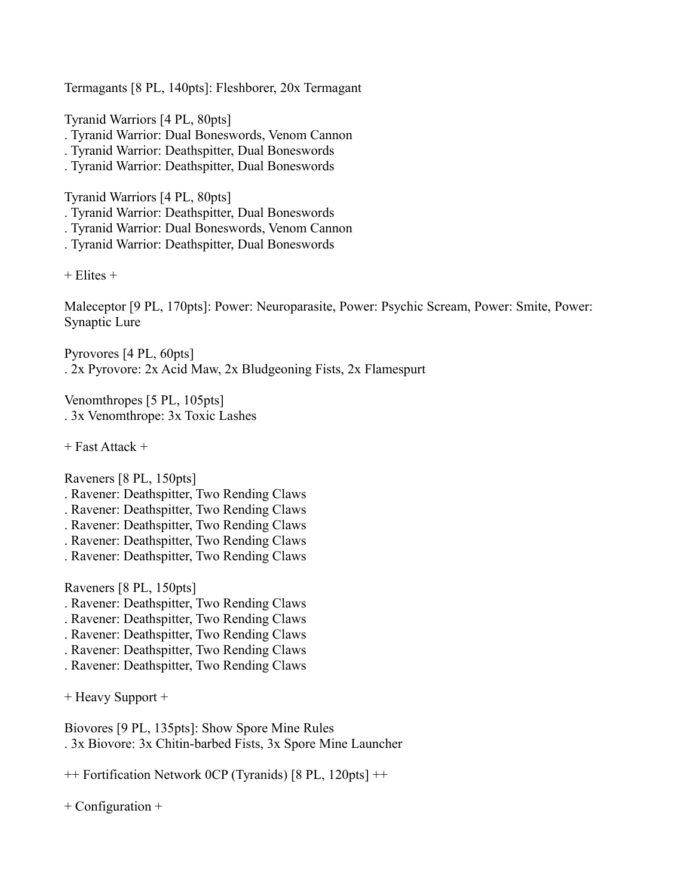Termagants [8 PL, 140pts]: Fleshborer, 20x Termagant

Tyranid Warriors [4 PL, 80pts]
. Tyranid Warrior: Dual Boneswords, Venom Cannon
. Tyranid Warrior: Deathspitter, Dual Boneswords
. Tyranid Warrior: Deathspitter, Dual Boneswords

Tyranid Warriors [4 PL, 80pts]
. Tyranid Warrior: Deathspitter, Dual Boneswords
. Tyranid Warrior: Dual Boneswords, Venom Cannon
. Tyranid Warrior: Deathspitter, Dual Boneswords

+ Elites +

Maleceptor [9 PL, 170pts]: Power: Neuroparasite, Power: Psychic Scream, Power: Smite, Power: Synaptic Lure

Pyrovores [4 PL, 60pts]
. 2x Pyrovore: 2x Acid Maw, 2x Bludgeoning Fists, 2x Flamespurt

Venomthropes [5 PL, 105pts]
. 3x Venomthrope: 3x Toxic Lashes

+ Fast Attack +

Raveners [8 PL, 150pts]
. Ravener: Deathspitter, Two Rending Claws
. Ravener: Deathspitter, Two Rending Claws
. Ravener: Deathspitter, Two Rending Claws
. Ravener: Deathspitter, Two Rending Claws
. Ravener: Deathspitter, Two Rending Claws

Raveners [8 PL, 150pts]
. Ravener: Deathspitter, Two Rending Claws
. Ravener: Deathspitter, Two Rending Claws
. Ravener: Deathspitter, Two Rending Claws
. Ravener: Deathspitter, Two Rending Claws
. Ravener: Deathspitter, Two Rending Claws

+ Heavy Support +

Biovores [9 PL, 135pts]: Show Spore Mine Rules
. 3x Biovore: 3x Chitin-barbed Fists, 3x Spore Mine Launcher

++ Fortification Network 0CP (Tyranids) [8 PL, 120pts] ++

+ Configuration +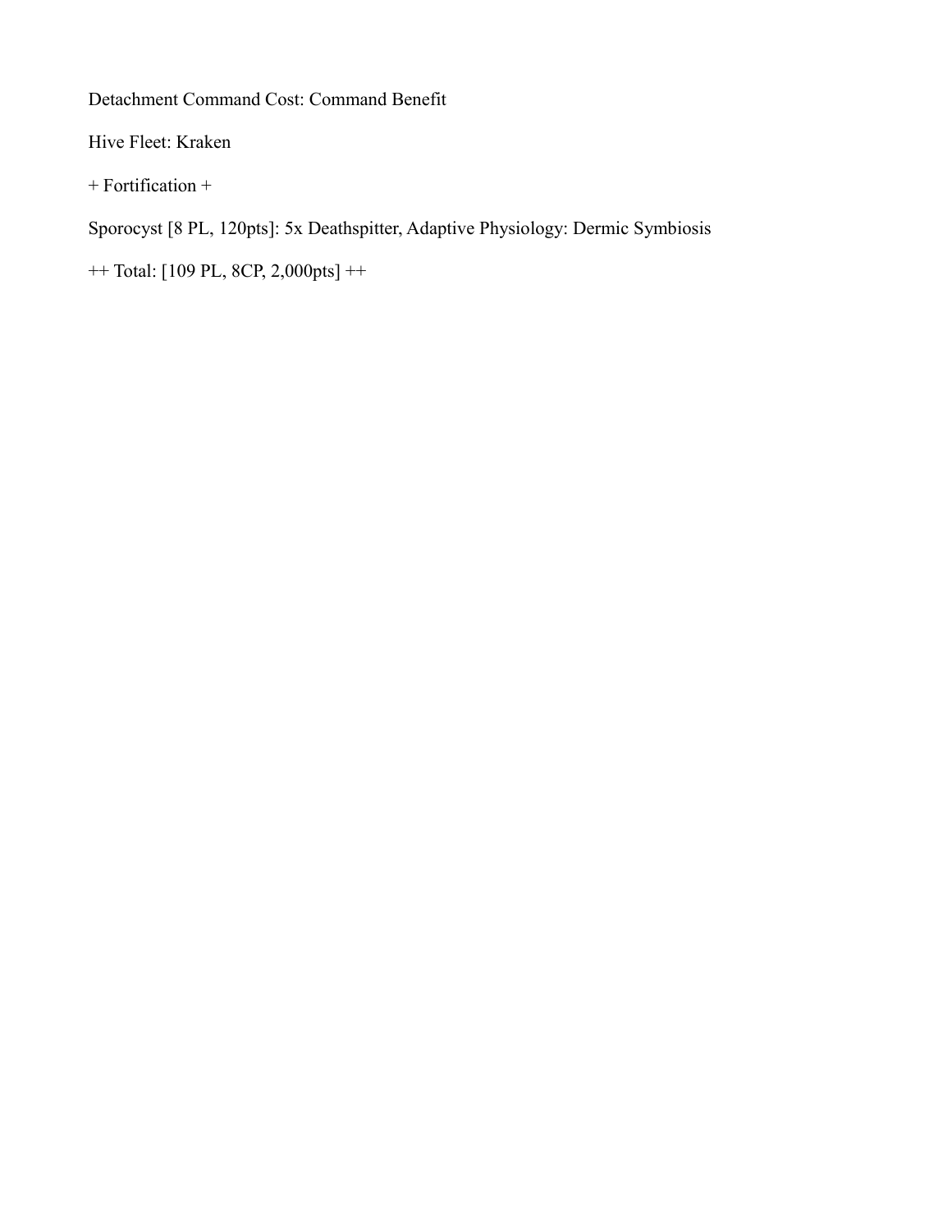Detachment Command Cost: Command Benefit

Hive Fleet: Kraken

+ Fortification +

Sporocyst [8 PL, 120pts]: 5x Deathspitter, Adaptive Physiology: Dermic Symbiosis

++ Total: [109 PL, 8CP, 2,000pts] ++